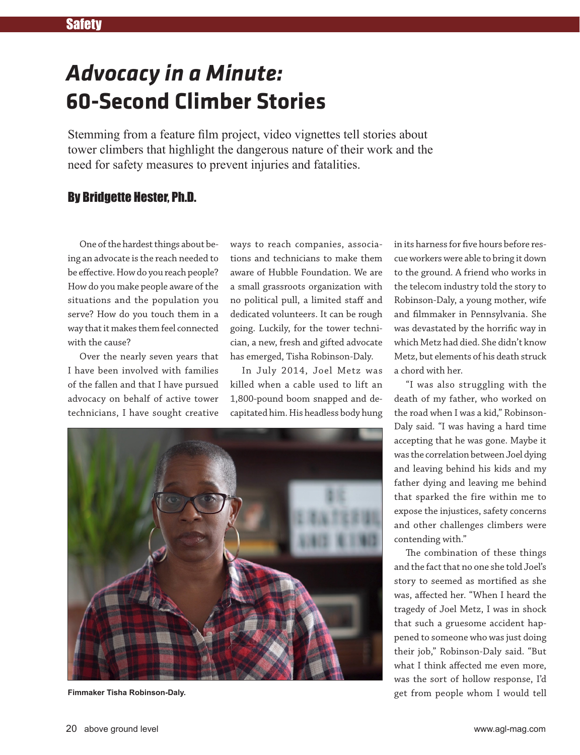# *Advocacy in a Minute:* 60-Second Climber Stories

Stemming from a feature film project, video vignettes tell stories about tower climbers that highlight the dangerous nature of their work and the need for safety measures to prevent injuries and fatalities.

**By Bridgette Hester, Ph.D.**

One of the hardest things about being an advocate is the reach needed to be effective. How do you reach people? How do you make people aware of the situations and the population you serve? How do you touch them in a way that it makes them feel connected with the cause?

Over the nearly seven years that I have been involved with families of the fallen and that I have pursued advocacy on behalf of active tower technicians, I have sought creative ways to reach companies, associations and technicians to make them aware of Hubble Foundation. We are a small grassroots organization with no political pull, a limited staff and dedicated volunteers. It can be rough going. Luckily, for the tower technician, a new, fresh and gifted advocate has emerged, Tisha Robinson-Daly.

In July 2014, Joel Metz was killed when a cable used to lift an 1,800-pound boom snapped and decapitated him. His headless body hung in its harness for five hours before rescue workers were able to bring it down to the ground. A friend who works in the telecom industry told the story to Robinson-Daly, a young mother, wife and filmmaker in Pennsylvania. She was devastated by the horrific way in which Metz had died. She didn't know Metz, but elements of his death struck a chord with her.

Fimmaker Tisha Robinson-Daly.

"I was also struggling with the death of my father, who worked on the road when I was a kid," Robinson-Daly said. "I was having a hard time accepting that he was gone. Maybe it was the correlation between Joel dying and leaving behind his kids and my father dying and leaving me behind that sparked the fire within me to expose the injustices, safety concerns and other challenges climbers were contending with."

The combination of these things and the fact that no one she told Joel's story to seemed as mortified as she was, affected her. "When I heard the tragedy of Joel Metz, I was in shock that such a gruesome accident happened to someone who was just doing their job," Robinson-Daly said. "But what I think affected me even more, was the sort of hollow response, I'd get from people whom I would tell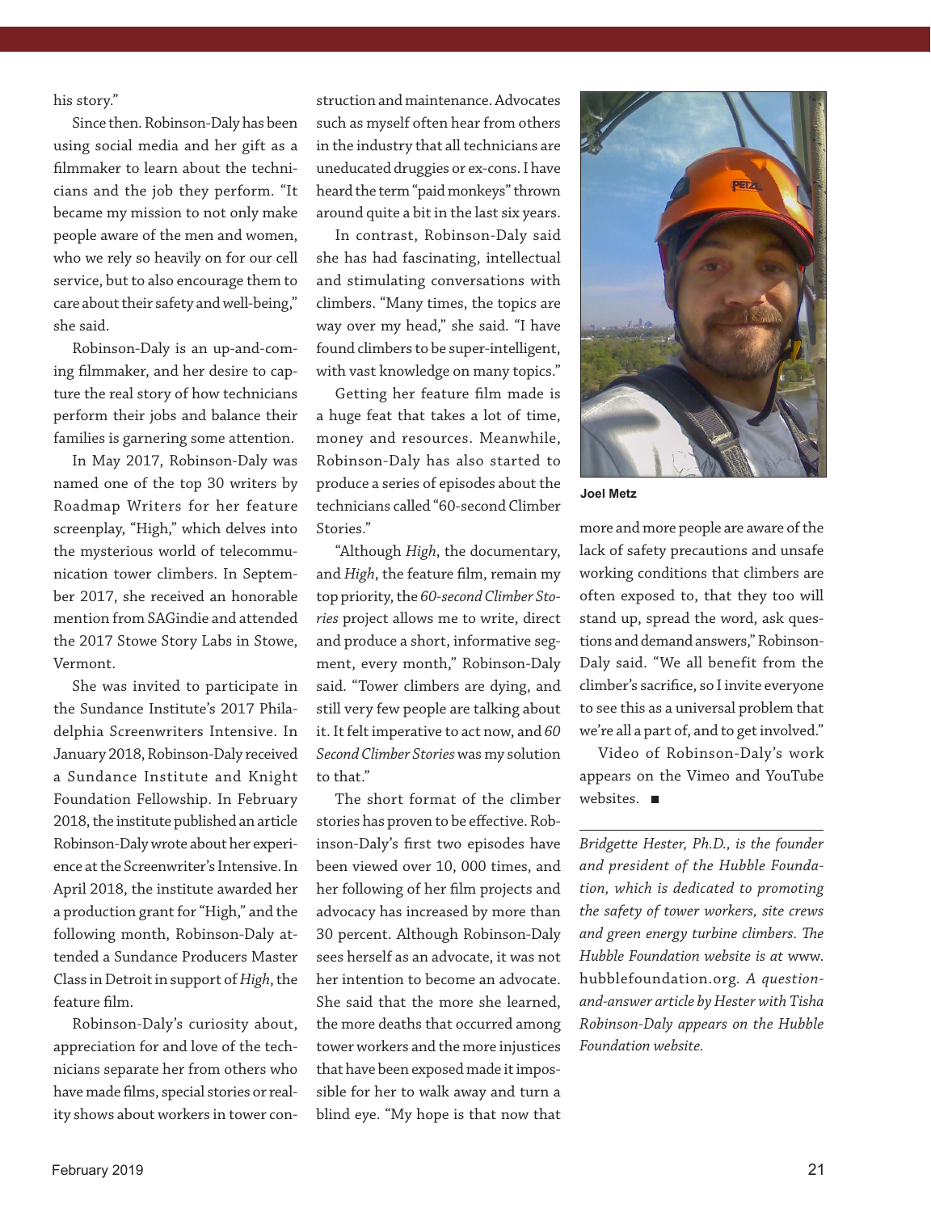his story."

Since then. Robinson-Daly has been using social media and her gift as a filmmaker to learn about the technicians and the job they perform. "It became my mission to not only make people aware of the men and women, who we rely so heavily on for our cell service, but to also encourage them to care about their safety and well-being," she said.

Robinson-Daly is an up-and-coming filmmaker, and her desire to capture the real story of how technicians perform their jobs and balance their families is garnering some attention.

In May 2017, Robinson-Daly was named one of the top 30 writers by Roadmap Writers for her feature screenplay, "High," which delves into the mysterious world of telecommunication tower climbers. In September 2017, she received an honorable mention from SAGindie and attended the 2017 Stowe Story Labs in Stowe, Vermont.

She was invited to participate in the Sundance Institute's 2017 Philadelphia Screenwriters Intensive. In January 2018, Robinson-Daly received a Sundance Institute and Knight Foundation Fellowship. In February 2018, the institute published an article Robinson-Daly wrote about her experience at the Screenwriter's Intensive. In April 2018, the institute awarded her a production grant for "High," and the following month, Robinson-Daly attended a Sundance Producers Master Class in Detroit in support of *High*, the feature film.

Robinson-Daly's curiosity about, appreciation for and love of the technicians separate her from others who have made films, special stories or reality shows about workers in tower construction and maintenance. Advocates such as myself often hear from others in the industry that all technicians are uneducated druggies or ex-cons. I have heard the term "paid monkeys" thrown around quite a bit in the last six years.

In contrast, Robinson-Daly said she has had fascinating, intellectual and stimulating conversations with climbers. "Many times, the topics are way over my head," she said. "I have found climbers to be super-intelligent, with vast knowledge on many topics."

Getting her feature film made is a huge feat that takes a lot of time, money and resources. Meanwhile, Robinson-Daly has also started to produce a series of episodes about the technicians called "60-second Climber Stories."

"Although *High*, the documentary, and *High*, the feature film, remain my top priority, the *60-second Climber Stories* project allows me to write, direct and produce a short, informative segment, every month," Robinson-Daly said. "Tower climbers are dying, and still very few people are talking about it. It felt imperative to act now, and *60 Second Climber Stories* was my solution to that."

The short format of the climber stories has proven to be effective. Robinson-Daly's first two episodes have been viewed over 10, 000 times, and her following of her film projects and advocacy has increased by more than 30 percent. Although Robinson-Daly sees herself as an advocate, it was not her intention to become an advocate. She said that the more she learned, the more deaths that occurred among tower workers and the more injustices that have been exposed made it impossible for her to walk away and turn a blind eye. "My hope is that now that more and more people are aware of the lack of safety precautions and unsafe working conditions that climbers are often exposed to, that they too will stand up, spread the word, ask questions and demand answers," Robinson-Daly said. "We all benefit from the climber's sacrifice, so I invite everyone to see this as a universal problem that we're all a part of, and to get involved."

Video of Robinson-Daly's work appears on the Vimeo and YouTube websites. ■

**Joel Metz**

---

*Bridgette Hester, Ph.D., is the founder and president of the Hubble Foundation, which is dedicated to promoting the safety of tower workers, site crews and green energy turbine climbers. The Hubble Foundation website is at* www.hubblefoundation.org. *A question-and-answer article by Hester with Tisha Robinson-Daly appears on the Hubble Foundation website.*